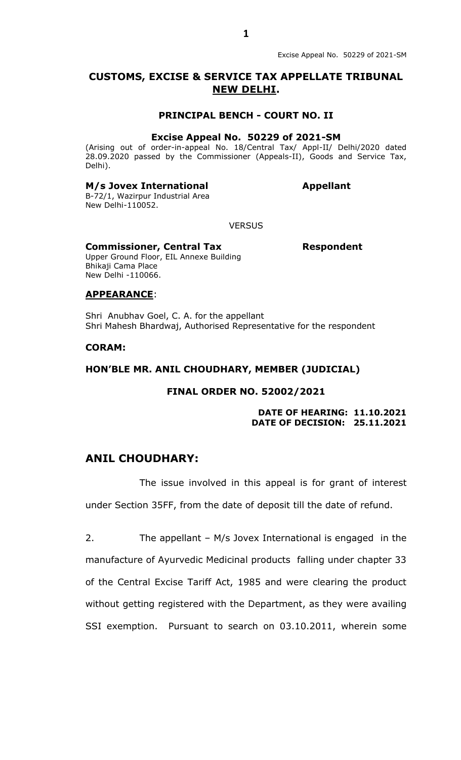# CUSTOMS, EXCISE & SERVICE TAX APPELLATE TRIBUNAL NEW DELHI.

## PRINCIPAL BENCH - COURT NO. II

### Excise Appeal No. 50229 of 2021-SM

(Arising out of order-in-appeal No. 18/Central Tax/ Appl-II/ Delhi/2020 dated 28.09.2020 passed by the Commissioner (Appeals-II), Goods and Service Tax, Delhi).

**M/s Jovex International** **Appellant**
B-72/1, Wazirpur Industrial Area
New Delhi-110052.

VERSUS

**Commissioner, Central Tax** **Respondent**
Upper Ground Floor, EIL Annexe Building
Bhikaji Cama Place
New Delhi -110066.

**APPEARANCE**:

Shri Anubhav Goel, C. A. for the appellant
Shri Mahesh Bhardwaj, Authorised Representative for the respondent

**CORAM:**

**HON'BLE MR. ANIL CHOUDHARY, MEMBER (JUDICIAL)**

**FINAL ORDER NO. 52002/2021**

**DATE OF HEARING: 11.10.2021**
**DATE OF DECISION: 25.11.2021**

## ANIL CHOUDHARY:

The issue involved in this appeal is for grant of interest under Section 35FF, from the date of deposit till the date of refund.

2. The appellant – M/s Jovex International is engaged in the manufacture of Ayurvedic Medicinal products falling under chapter 33 of the Central Excise Tariff Act, 1985 and were clearing the product without getting registered with the Department, as they were availing SSI exemption. Pursuant to search on 03.10.2011, wherein some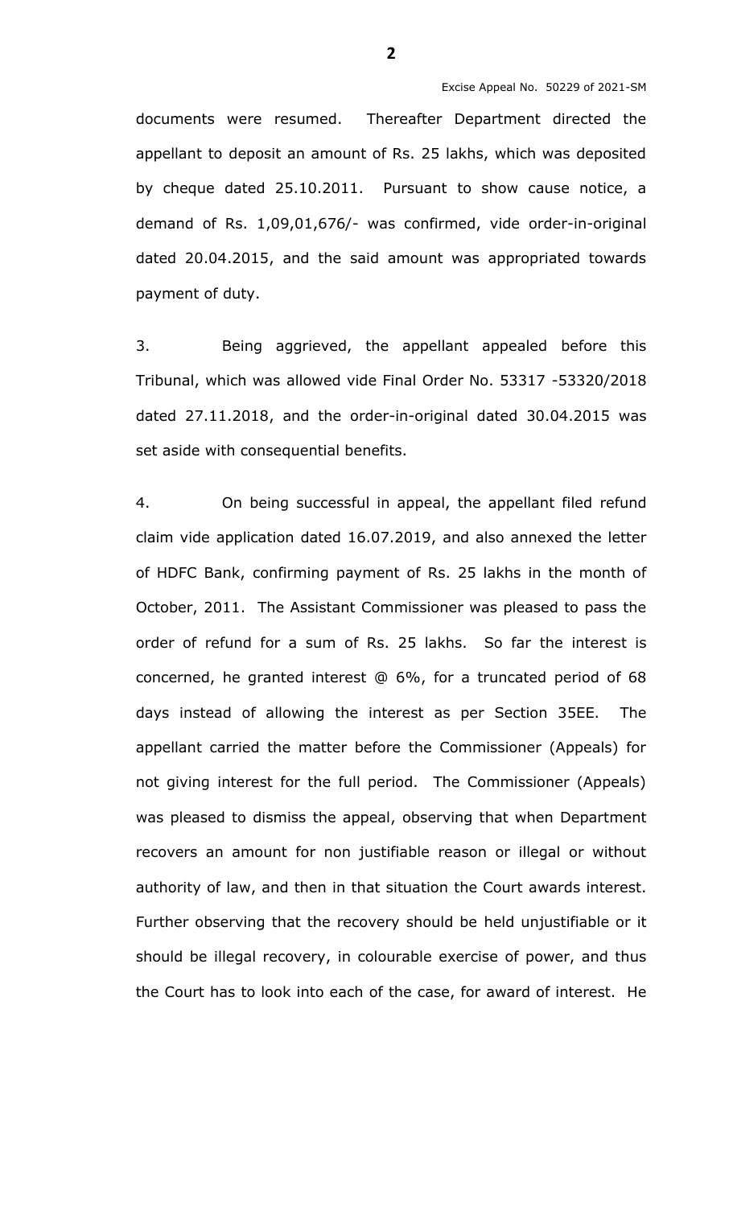documents were resumed. Thereafter Department directed the appellant to deposit an amount of Rs. 25 lakhs, which was deposited by cheque dated 25.10.2011. Pursuant to show cause notice, a demand of Rs. 1,09,01,676/- was confirmed, vide order-in-original dated 20.04.2015, and the said amount was appropriated towards payment of duty.

3. Being aggrieved, the appellant appealed before this Tribunal, which was allowed vide Final Order No. 53317 -53320/2018 dated 27.11.2018, and the order-in-original dated 30.04.2015 was set aside with consequential benefits.

4. On being successful in appeal, the appellant filed refund claim vide application dated 16.07.2019, and also annexed the letter of HDFC Bank, confirming payment of Rs. 25 lakhs in the month of October, 2011. The Assistant Commissioner was pleased to pass the order of refund for a sum of Rs. 25 lakhs. So far the interest is concerned, he granted interest @ 6%, for a truncated period of 68 days instead of allowing the interest as per Section 35EE. The appellant carried the matter before the Commissioner (Appeals) for not giving interest for the full period. The Commissioner (Appeals) was pleased to dismiss the appeal, observing that when Department recovers an amount for non justifiable reason or illegal or without authority of law, and then in that situation the Court awards interest. Further observing that the recovery should be held unjustifiable or it should be illegal recovery, in colourable exercise of power, and thus the Court has to look into each of the case, for award of interest. He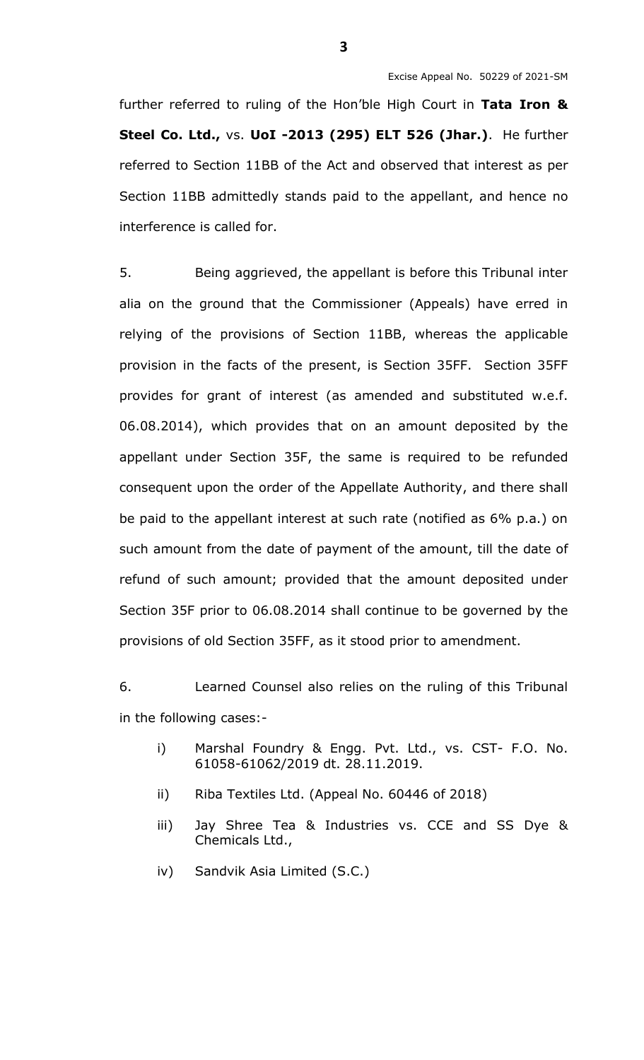further referred to ruling of the Hon'ble High Court in **Tata Iron & Steel Co. Ltd.,** vs. **UoI -2013 (295) ELT 526 (Jhar.)**. He further referred to Section 11BB of the Act and observed that interest as per Section 11BB admittedly stands paid to the appellant, and hence no interference is called for.

5. Being aggrieved, the appellant is before this Tribunal inter alia on the ground that the Commissioner (Appeals) have erred in relying of the provisions of Section 11BB, whereas the applicable provision in the facts of the present, is Section 35FF. Section 35FF provides for grant of interest (as amended and substituted w.e.f. 06.08.2014), which provides that on an amount deposited by the appellant under Section 35F, the same is required to be refunded consequent upon the order of the Appellate Authority, and there shall be paid to the appellant interest at such rate (notified as 6% p.a.) on such amount from the date of payment of the amount, till the date of refund of such amount; provided that the amount deposited under Section 35F prior to 06.08.2014 shall continue to be governed by the provisions of old Section 35FF, as it stood prior to amendment.

6. Learned Counsel also relies on the ruling of this Tribunal in the following cases:-

i) Marshal Foundry & Engg. Pvt. Ltd., vs. CST- F.O. No. 61058-61062/2019 dt. 28.11.2019.

ii) Riba Textiles Ltd. (Appeal No. 60446 of 2018)

iii) Jay Shree Tea & Industries vs. CCE and SS Dye & Chemicals Ltd.,

iv) Sandvik Asia Limited (S.C.)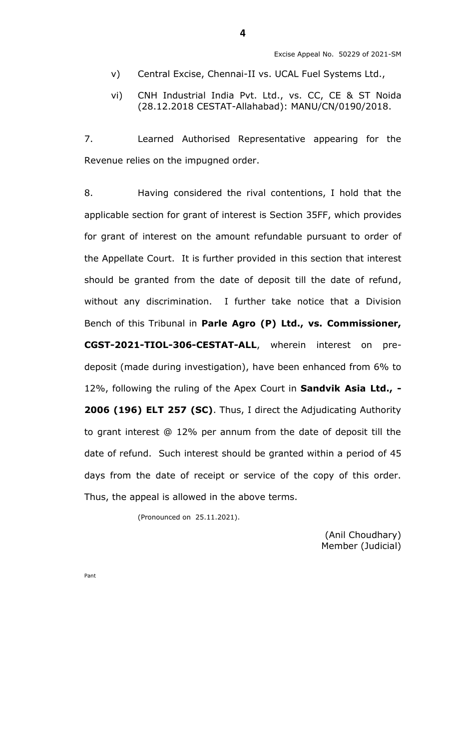v) Central Excise, Chennai-II vs. UCAL Fuel Systems Ltd.,

vi) CNH Industrial India Pvt. Ltd., vs. CC, CE & ST Noida (28.12.2018 CESTAT-Allahabad): MANU/CN/0190/2018.

7. Learned Authorised Representative appearing for the Revenue relies on the impugned order.

8. Having considered the rival contentions, I hold that the applicable section for grant of interest is Section 35FF, which provides for grant of interest on the amount refundable pursuant to order of the Appellate Court. It is further provided in this section that interest should be granted from the date of deposit till the date of refund, without any discrimination. I further take notice that a Division Bench of this Tribunal in **Parle Agro (P) Ltd., vs. Commissioner, CGST-2021-TIOL-306-CESTAT-ALL**, wherein interest on pre-deposit (made during investigation), have been enhanced from 6% to 12%, following the ruling of the Apex Court in **Sandvik Asia Ltd., - 2006 (196) ELT 257 (SC)**. Thus, I direct the Adjudicating Authority to grant interest @ 12% per annum from the date of deposit till the date of refund. Such interest should be granted within a period of 45 days from the date of receipt or service of the copy of this order. Thus, the appeal is allowed in the above terms.

(Pronounced on 25.11.2021).

(Anil Choudhary)
Member (Judicial)

Pant